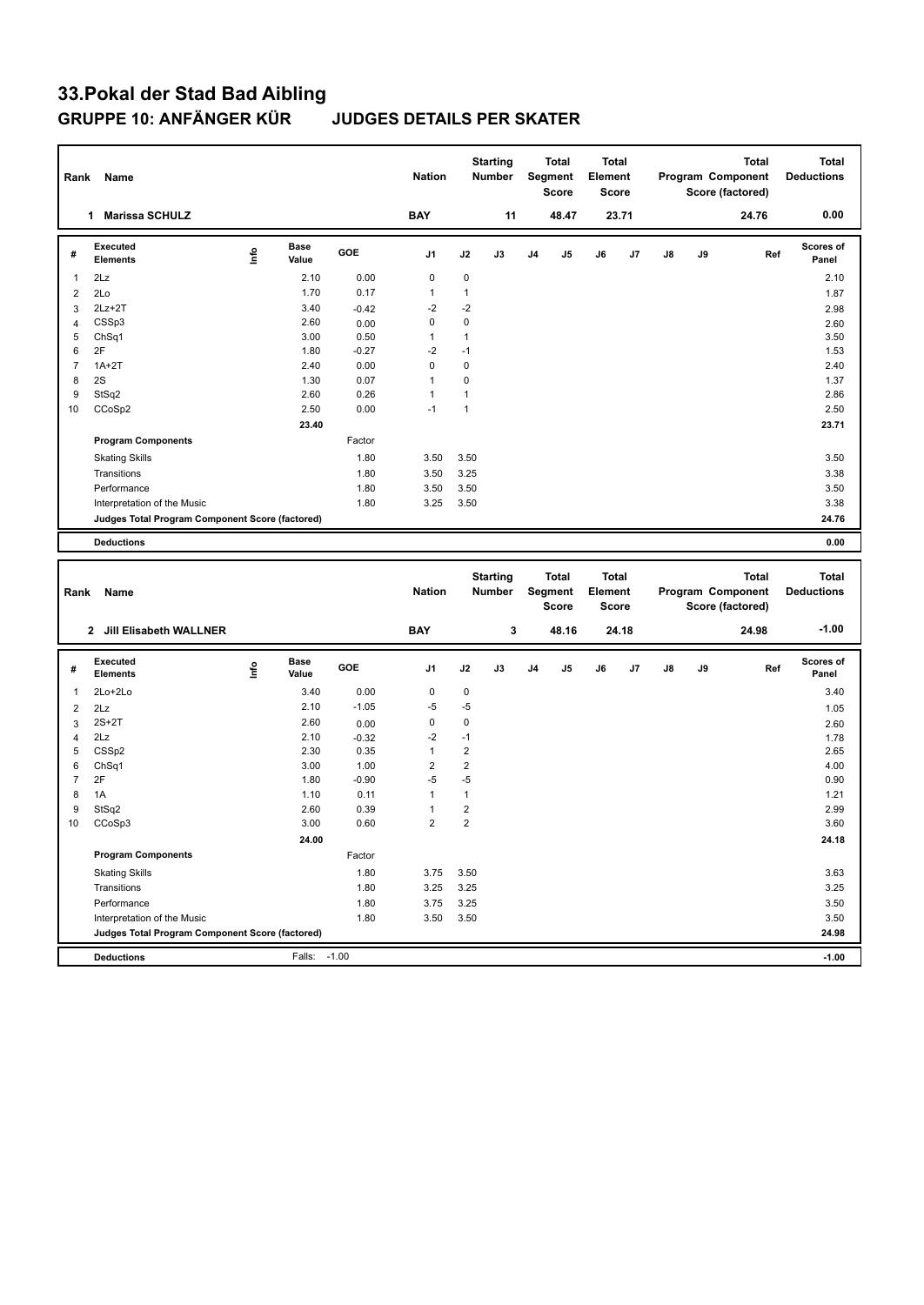# 33.Pokal der Stad Bad Aibling

## GRUPPE 10: ANFÄNGER KÜR JUDGES DETAILS PER SKATER

| Rank | Name | Nation | Starting Number | Total Segment Score | Total Element Score | Total Program Component Score (factored) | Total Deductions |
|---|---|---|---|---|---|---|---|
| 1 | Marissa SCHULZ | BAY | 11 | 48.47 | 23.71 | 24.76 | 0.00 |

| # | Executed Elements | Info | Base Value | GOE | J1 | J2 | J3 | J4 | J5 | J6 | J7 | J8 | J9 | Ref | Scores of Panel |
|---|---|---|---|---|---|---|---|---|---|---|---|---|---|---|---|
| 1 | 2Lz | | 2.10 | 0.00 | 0 | 0 | | | | | | | | | 2.10 |
| 2 | 2Lo | | 1.70 | 0.17 | 1 | 1 | | | | | | | | | 1.87 |
| 3 | 2Lz+2T | | 3.40 | -0.42 | -2 | -2 | | | | | | | | | 2.98 |
| 4 | CSSp3 | | 2.60 | 0.00 | 0 | 0 | | | | | | | | | 2.60 |
| 5 | ChSq1 | | 3.00 | 0.50 | 1 | 1 | | | | | | | | | 3.50 |
| 6 | 2F | | 1.80 | -0.27 | -2 | -1 | | | | | | | | | 1.53 |
| 7 | 1A+2T | | 2.40 | 0.00 | 0 | 0 | | | | | | | | | 2.40 |
| 8 | 2S | | 1.30 | 0.07 | 1 | 0 | | | | | | | | | 1.37 |
| 9 | StSq2 | | 2.60 | 0.26 | 1 | 1 | | | | | | | | | 2.86 |
| 10 | CCoSp2 | | 2.50 | 0.00 | -1 | 1 | | | | | | | | | 2.50 |
| | | | 23.40 | | | | | | | | | | | | 23.71 |
| | **Program Components** | | | Factor | | | | | | | | | | | |
| | Skating Skills | | | 1.80 | 3.50 | 3.50 | | | | | | | | | 3.50 |
| | Transitions | | | 1.80 | 3.50 | 3.25 | | | | | | | | | 3.38 |
| | Performance | | | 1.80 | 3.50 | 3.50 | | | | | | | | | 3.50 |
| | Interpretation of the Music | | | 1.80 | 3.25 | 3.50 | | | | | | | | | 3.38 |
| | **Judges Total Program Component Score (factored)** | | | | | | | | | | | | | | 24.76 |
| | **Deductions** | | | | | | | | | | | | | | 0.00 |

| Rank | Name | Nation | Starting Number | Total Segment Score | Total Element Score | Total Program Component Score (factored) | Total Deductions |
|---|---|---|---|---|---|---|---|
| 2 | Jill Elisabeth WALLNER | BAY | 3 | 48.16 | 24.18 | 24.98 | -1.00 |

| # | Executed Elements | Info | Base Value | GOE | J1 | J2 | J3 | J4 | J5 | J6 | J7 | J8 | J9 | Ref | Scores of Panel |
|---|---|---|---|---|---|---|---|---|---|---|---|---|---|---|---|
| 1 | 2Lo+2Lo | | 3.40 | 0.00 | 0 | 0 | | | | | | | | | 3.40 |
| 2 | 2Lz | | 2.10 | -1.05 | -5 | -5 | | | | | | | | | 1.05 |
| 3 | 2S+2T | | 2.60 | 0.00 | 0 | 0 | | | | | | | | | 2.60 |
| 4 | 2Lz | | 2.10 | -0.32 | -2 | -1 | | | | | | | | | 1.78 |
| 5 | CSSp2 | | 2.30 | 0.35 | 1 | 2 | | | | | | | | | 2.65 |
| 6 | ChSq1 | | 3.00 | 1.00 | 2 | 2 | | | | | | | | | 4.00 |
| 7 | 2F | | 1.80 | -0.90 | -5 | -5 | | | | | | | | | 0.90 |
| 8 | 1A | | 1.10 | 0.11 | 1 | 1 | | | | | | | | | 1.21 |
| 9 | StSq2 | | 2.60 | 0.39 | 1 | 2 | | | | | | | | | 2.99 |
| 10 | CCoSp3 | | 3.00 | 0.60 | 2 | 2 | | | | | | | | | 3.60 |
| | | | 24.00 | | | | | | | | | | | | 24.18 |
| | **Program Components** | | | Factor | | | | | | | | | | | |
| | Skating Skills | | | 1.80 | 3.75 | 3.50 | | | | | | | | | 3.63 |
| | Transitions | | | 1.80 | 3.25 | 3.25 | | | | | | | | | 3.25 |
| | Performance | | | 1.80 | 3.75 | 3.25 | | | | | | | | | 3.50 |
| | Interpretation of the Music | | | 1.80 | 3.50 | 3.50 | | | | | | | | | 3.50 |
| | **Judges Total Program Component Score (factored)** | | | | | | | | | | | | | | 24.98 |
| | **Deductions** | | Falls: | -1.00 | | | | | | | | | | | -1.00 |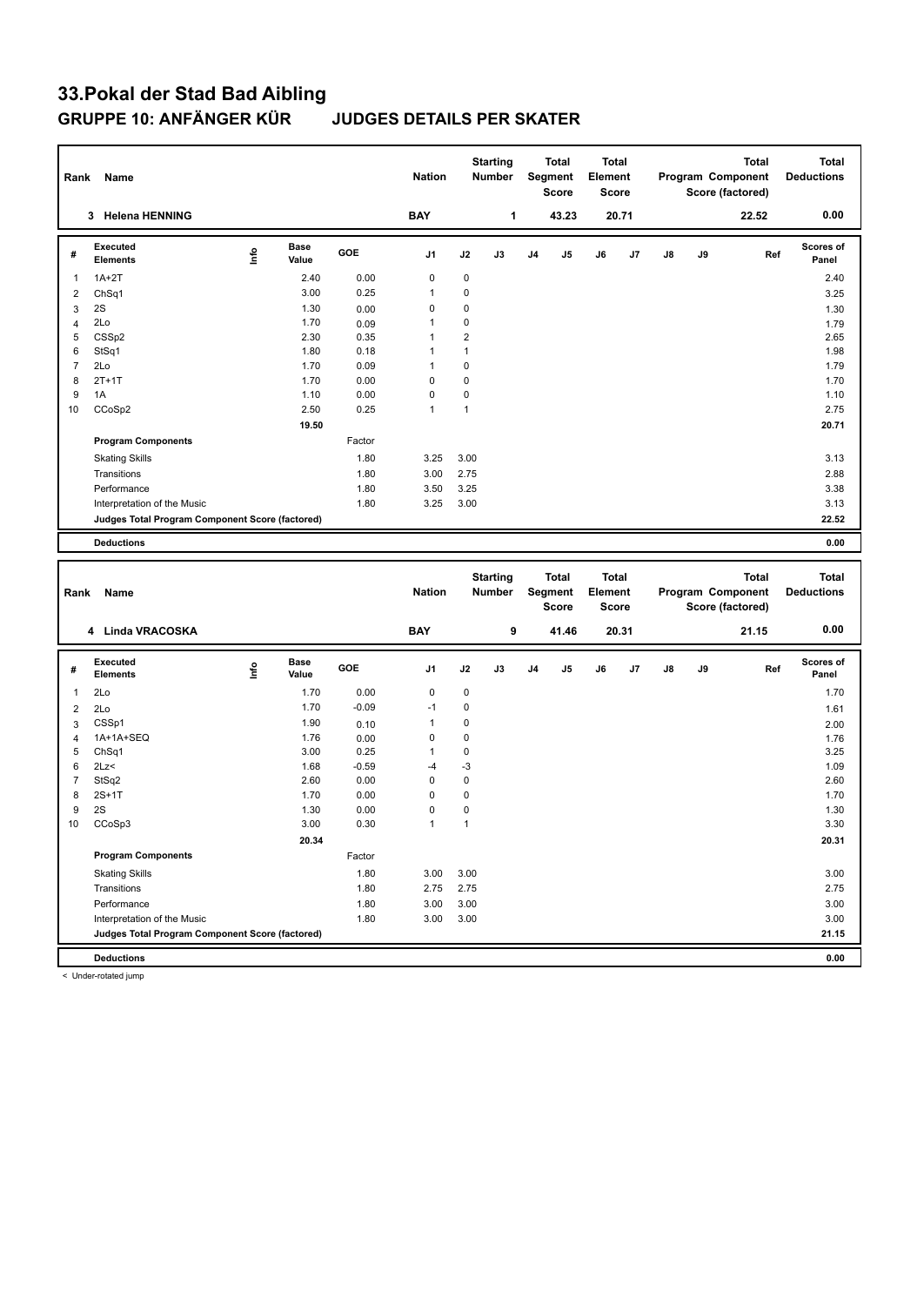# 33.Pokal der Stad Bad Aibling

## GRUPPE 10: ANFÄNGER KÜR JUDGES DETAILS PER SKATER

| Rank | Name | Nation | Starting Number | Total Segment Score | Total Element Score | Total Program Component Score (factored) | Total Deductions |
|---|---|---|---|---|---|---|---|
| 3 | Helena HENNING | BAY | 1 | 43.23 | 20.71 | 22.52 | 0.00 |

| # | Executed Elements | Info | Base Value | GOE | J1 | J2 | J3 | J4 | J5 | J6 | J7 | J8 | J9 | Ref | Scores of Panel |
|---|---|---|---|---|---|---|---|---|---|---|---|---|---|---|---|
| 1 | 1A+2T | | 2.40 | 0.00 | 0 | 0 | | | | | | | | | 2.40 |
| 2 | ChSq1 | | 3.00 | 0.25 | 1 | 0 | | | | | | | | | 3.25 |
| 3 | 2S | | 1.30 | 0.00 | 0 | 0 | | | | | | | | | 1.30 |
| 4 | 2Lo | | 1.70 | 0.09 | 1 | 0 | | | | | | | | | 1.79 |
| 5 | CSSp2 | | 2.30 | 0.35 | 1 | 2 | | | | | | | | | 2.65 |
| 6 | StSq1 | | 1.80 | 0.18 | 1 | 1 | | | | | | | | | 1.98 |
| 7 | 2Lo | | 1.70 | 0.09 | 1 | 0 | | | | | | | | | 1.79 |
| 8 | 2T+1T | | 1.70 | 0.00 | 0 | 0 | | | | | | | | | 1.70 |
| 9 | 1A | | 1.10 | 0.00 | 0 | 0 | | | | | | | | | 1.10 |
| 10 | CCoSp2 | | 2.50 | 0.25 | 1 | 1 | | | | | | | | | 2.75 |
| | | | 19.50 | | | | | | | | | | | | 20.71 |
| | **Program Components** | | | Factor | | | | | | | | | | | |
| | Skating Skills | | | 1.80 | 3.25 | 3.00 | | | | | | | | | 3.13 |
| | Transitions | | | 1.80 | 3.00 | 2.75 | | | | | | | | | 2.88 |
| | Performance | | | 1.80 | 3.50 | 3.25 | | | | | | | | | 3.38 |
| | Interpretation of the Music | | | 1.80 | 3.25 | 3.00 | | | | | | | | | 3.13 |
| | **Judges Total Program Component Score (factored)** | | | | | | | | | | | | | | 22.52 |
| | **Deductions** | | | | | | | | | | | | | | 0.00 |

| Rank | Name | Nation | Starting Number | Total Segment Score | Total Element Score | Total Program Component Score (factored) | Total Deductions |
|---|---|---|---|---|---|---|---|
| 4 | Linda VRACOSKA | BAY | 9 | 41.46 | 20.31 | 21.15 | 0.00 |

| # | Executed Elements | Info | Base Value | GOE | J1 | J2 | J3 | J4 | J5 | J6 | J7 | J8 | J9 | Ref | Scores of Panel |
|---|---|---|---|---|---|---|---|---|---|---|---|---|---|---|---|
| 1 | 2Lo | | 1.70 | 0.00 | 0 | 0 | | | | | | | | | 1.70 |
| 2 | 2Lo | | 1.70 | -0.09 | -1 | 0 | | | | | | | | | 1.61 |
| 3 | CSSp1 | | 1.90 | 0.10 | 1 | 0 | | | | | | | | | 2.00 |
| 4 | 1A+1A+SEQ | | 1.76 | 0.00 | 0 | 0 | | | | | | | | | 1.76 |
| 5 | ChSq1 | | 3.00 | 0.25 | 1 | 0 | | | | | | | | | 3.25 |
| 6 | 2Lz< | | 1.68 | -0.59 | -4 | -3 | | | | | | | | | 1.09 |
| 7 | StSq2 | | 2.60 | 0.00 | 0 | 0 | | | | | | | | | 2.60 |
| 8 | 2S+1T | | 1.70 | 0.00 | 0 | 0 | | | | | | | | | 1.70 |
| 9 | 2S | | 1.30 | 0.00 | 0 | 0 | | | | | | | | | 1.30 |
| 10 | CCoSp3 | | 3.00 | 0.30 | 1 | 1 | | | | | | | | | 3.30 |
| | | | 20.34 | | | | | | | | | | | | 20.31 |
| | **Program Components** | | | Factor | | | | | | | | | | | |
| | Skating Skills | | | 1.80 | 3.00 | 3.00 | | | | | | | | | 3.00 |
| | Transitions | | | 1.80 | 2.75 | 2.75 | | | | | | | | | 2.75 |
| | Performance | | | 1.80 | 3.00 | 3.00 | | | | | | | | | 3.00 |
| | Interpretation of the Music | | | 1.80 | 3.00 | 3.00 | | | | | | | | | 3.00 |
| | **Judges Total Program Component Score (factored)** | | | | | | | | | | | | | | 21.15 |
| | **Deductions** | | | | | | | | | | | | | | 0.00 |

< Under-rotated jump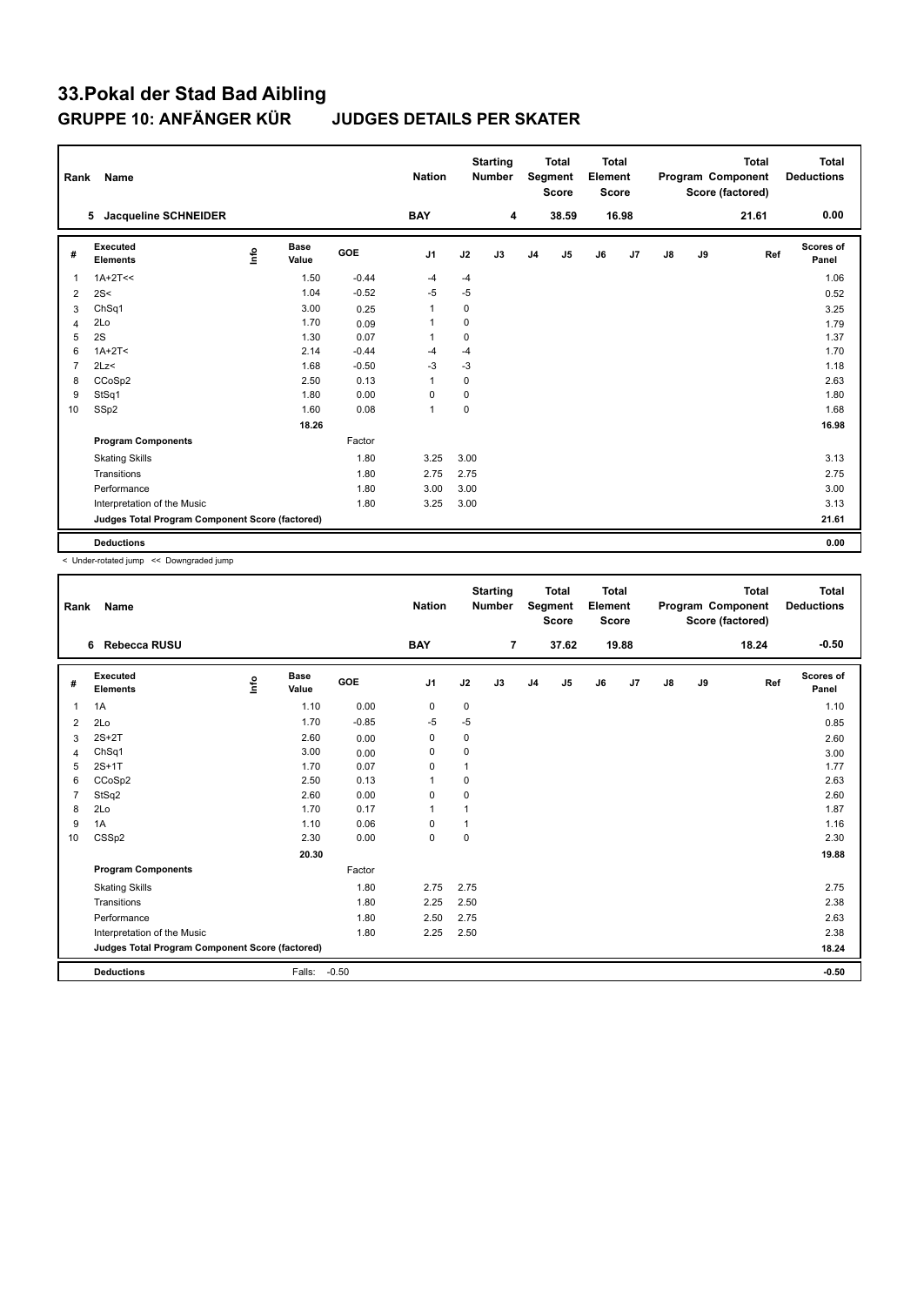# 33.Pokal der Stad Bad Aibling

## GRUPPE 10: ANFÄNGER KÜR JUDGES DETAILS PER SKATER

| Rank | Name | Nation | Starting Number | Total Segment Score | Total Element Score | Total Program Component Score (factored) | Total Deductions |
|---|---|---|---|---|---|---|---|
| 5 | Jacqueline SCHNEIDER | BAY | 4 | 38.59 | 16.98 | 21.61 | 0.00 |

| # | Executed Elements | Info | Base Value | GOE | J1 | J2 | J3 | J4 | J5 | J6 | J7 | J8 | J9 | Ref | Scores of Panel |
|---|---|---|---|---|---|---|---|---|---|---|---|---|---|---|---|
| 1 | 1A+2T<< | | 1.50 | -0.44 | -4 | -4 | | | | | | | | | 1.06 |
| 2 | 2S< | | 1.04 | -0.52 | -5 | -5 | | | | | | | | | 0.52 |
| 3 | ChSq1 | | 3.00 | 0.25 | 1 | 0 | | | | | | | | | 3.25 |
| 4 | 2Lo | | 1.70 | 0.09 | 1 | 0 | | | | | | | | | 1.79 |
| 5 | 2S | | 1.30 | 0.07 | 1 | 0 | | | | | | | | | 1.37 |
| 6 | 1A+2T< | | 2.14 | -0.44 | -4 | -4 | | | | | | | | | 1.70 |
| 7 | 2Lz< | | 1.68 | -0.50 | -3 | -3 | | | | | | | | | 1.18 |
| 8 | CCoSp2 | | 2.50 | 0.13 | 1 | 0 | | | | | | | | | 2.63 |
| 9 | StSq1 | | 1.80 | 0.00 | 0 | 0 | | | | | | | | | 1.80 |
| 10 | SSp2 | | 1.60 | 0.08 | 1 | 0 | | | | | | | | | 1.68 |
| | | | 18.26 | | | | | | | | | | | | 16.98 |
| | **Program Components** | | | Factor | | | | | | | | | | | |
| | Skating Skills | | | 1.80 | 3.25 | 3.00 | | | | | | | | | 3.13 |
| | Transitions | | | 1.80 | 2.75 | 2.75 | | | | | | | | | 2.75 |
| | Performance | | | 1.80 | 3.00 | 3.00 | | | | | | | | | 3.00 |
| | Interpretation of the Music | | | 1.80 | 3.25 | 3.00 | | | | | | | | | 3.13 |
| | **Judges Total Program Component Score (factored)** | | | | | | | | | | | | | | 21.61 |
| | **Deductions** | | | | | | | | | | | | | | 0.00 |

< Under-rotated jump << Downgraded jump

| Rank | Name | Nation | Starting Number | Total Segment Score | Total Element Score | Total Program Component Score (factored) | Total Deductions |
|---|---|---|---|---|---|---|---|
| 6 | Rebecca RUSU | BAY | 7 | 37.62 | 19.88 | 18.24 | -0.50 |

| # | Executed Elements | Info | Base Value | GOE | J1 | J2 | J3 | J4 | J5 | J6 | J7 | J8 | J9 | Ref | Scores of Panel |
|---|---|---|---|---|---|---|---|---|---|---|---|---|---|---|---|
| 1 | 1A | | 1.10 | 0.00 | 0 | 0 | | | | | | | | | 1.10 |
| 2 | 2Lo | | 1.70 | -0.85 | -5 | -5 | | | | | | | | | 0.85 |
| 3 | 2S+2T | | 2.60 | 0.00 | 0 | 0 | | | | | | | | | 2.60 |
| 4 | ChSq1 | | 3.00 | 0.00 | 0 | 0 | | | | | | | | | 3.00 |
| 5 | 2S+1T | | 1.70 | 0.07 | 0 | 1 | | | | | | | | | 1.77 |
| 6 | CCoSp2 | | 2.50 | 0.13 | 1 | 0 | | | | | | | | | 2.63 |
| 7 | StSq2 | | 2.60 | 0.00 | 0 | 0 | | | | | | | | | 2.60 |
| 8 | 2Lo | | 1.70 | 0.17 | 1 | 1 | | | | | | | | | 1.87 |
| 9 | 1A | | 1.10 | 0.06 | 0 | 1 | | | | | | | | | 1.16 |
| 10 | CSSp2 | | 2.30 | 0.00 | 0 | 0 | | | | | | | | | 2.30 |
| | | | 20.30 | | | | | | | | | | | | 19.88 |
| | **Program Components** | | | Factor | | | | | | | | | | | |
| | Skating Skills | | | 1.80 | 2.75 | 2.75 | | | | | | | | | 2.75 |
| | Transitions | | | 1.80 | 2.25 | 2.50 | | | | | | | | | 2.38 |
| | Performance | | | 1.80 | 2.50 | 2.75 | | | | | | | | | 2.63 |
| | Interpretation of the Music | | | 1.80 | 2.25 | 2.50 | | | | | | | | | 2.38 |
| | **Judges Total Program Component Score (factored)** | | | | | | | | | | | | | | 18.24 |
| | **Deductions** | | Falls: | -0.50 | | | | | | | | | | | -0.50 |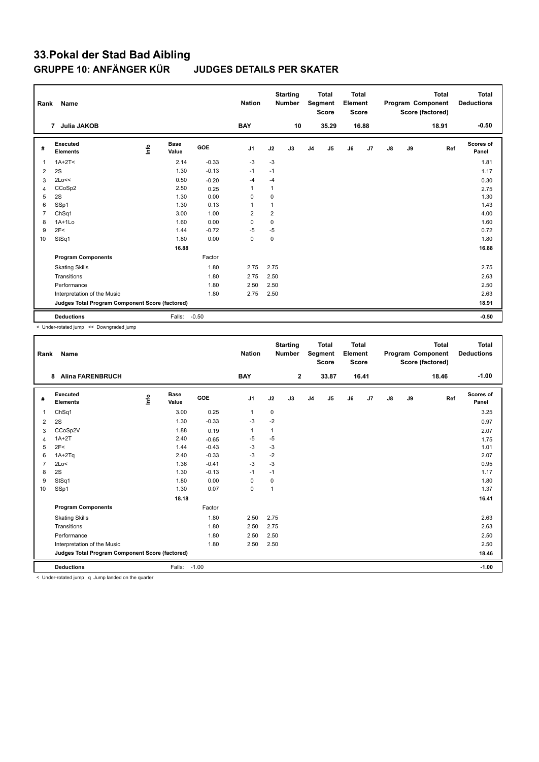# 33.Pokal der Stad Bad Aibling

## GRUPPE 10: ANFÄNGER KÜR JUDGES DETAILS PER SKATER

| Rank | Name | Nation | Starting Number | Total Segment Score | Total Element Score | Total Program Component Score (factored) | Total Deductions |
|---|---|---|---|---|---|---|---|
| 7 | Julia JAKOB | BAY | 10 | 35.29 | 16.88 | 18.91 | -0.50 |

| # | Executed Elements | Info | Base Value | GOE | J1 | J2 | J3 | J4 | J5 | J6 | J7 | J8 | J9 | Ref | Scores of Panel |
|---|---|---|---|---|---|---|---|---|---|---|---|---|---|---|---|
| 1 | 1A+2T< | | 2.14 | -0.33 | -3 | -3 | | | | | | | | | 1.81 |
| 2 | 2S | | 1.30 | -0.13 | -1 | -1 | | | | | | | | | 1.17 |
| 3 | 2Lo<< | | 0.50 | -0.20 | -4 | -4 | | | | | | | | | 0.30 |
| 4 | CCoSp2 | | 2.50 | 0.25 | 1 | 1 | | | | | | | | | 2.75 |
| 5 | 2S | | 1.30 | 0.00 | 0 | 0 | | | | | | | | | 1.30 |
| 6 | SSp1 | | 1.30 | 0.13 | 1 | 1 | | | | | | | | | 1.43 |
| 7 | ChSq1 | | 3.00 | 1.00 | 2 | 2 | | | | | | | | | 4.00 |
| 8 | 1A+1Lo | | 1.60 | 0.00 | 0 | 0 | | | | | | | | | 1.60 |
| 9 | 2F< | | 1.44 | -0.72 | -5 | -5 | | | | | | | | | 0.72 |
| 10 | StSq1 | | 1.80 | 0.00 | 0 | 0 | | | | | | | | | 1.80 |
| | | | 16.88 | | | | | | | | | | | | 16.88 |
| | **Program Components** | | | Factor | | | | | | | | | | | |
| | Skating Skills | | | 1.80 | 2.75 | 2.75 | | | | | | | | | 2.75 |
| | Transitions | | | 1.80 | 2.75 | 2.50 | | | | | | | | | 2.63 |
| | Performance | | | 1.80 | 2.50 | 2.50 | | | | | | | | | 2.50 |
| | Interpretation of the Music | | | 1.80 | 2.75 | 2.50 | | | | | | | | | 2.63 |
| | **Judges Total Program Component Score (factored)** | | | | | | | | | | | | | | 18.91 |
| | **Deductions** | | Falls: | -0.50 | | | | | | | | | | | -0.50 |

< Under-rotated jump << Downgraded jump

| Rank | Name | Nation | Starting Number | Total Segment Score | Total Element Score | Total Program Component Score (factored) | Total Deductions |
|---|---|---|---|---|---|---|---|
| 8 | Alina FARENBRUCH | BAY | 2 | 33.87 | 16.41 | 18.46 | -1.00 |

| # | Executed Elements | Info | Base Value | GOE | J1 | J2 | J3 | J4 | J5 | J6 | J7 | J8 | J9 | Ref | Scores of Panel |
|---|---|---|---|---|---|---|---|---|---|---|---|---|---|---|---|
| 1 | ChSq1 | | 3.00 | 0.25 | 1 | 0 | | | | | | | | | 3.25 |
| 2 | 2S | | 1.30 | -0.33 | -3 | -2 | | | | | | | | | 0.97 |
| 3 | CCoSp2V | | 1.88 | 0.19 | 1 | 1 | | | | | | | | | 2.07 |
| 4 | 1A+2T | | 2.40 | -0.65 | -5 | -5 | | | | | | | | | 1.75 |
| 5 | 2F< | | 1.44 | -0.43 | -3 | -3 | | | | | | | | | 1.01 |
| 6 | 1A+2Tq | | 2.40 | -0.33 | -3 | -2 | | | | | | | | | 2.07 |
| 7 | 2Lo< | | 1.36 | -0.41 | -3 | -3 | | | | | | | | | 0.95 |
| 8 | 2S | | 1.30 | -0.13 | -1 | -1 | | | | | | | | | 1.17 |
| 9 | StSq1 | | 1.80 | 0.00 | 0 | 0 | | | | | | | | | 1.80 |
| 10 | SSp1 | | 1.30 | 0.07 | 0 | 1 | | | | | | | | | 1.37 |
| | | | 18.18 | | | | | | | | | | | | 16.41 |
| | **Program Components** | | | Factor | | | | | | | | | | | |
| | Skating Skills | | | 1.80 | 2.50 | 2.75 | | | | | | | | | 2.63 |
| | Transitions | | | 1.80 | 2.50 | 2.75 | | | | | | | | | 2.63 |
| | Performance | | | 1.80 | 2.50 | 2.50 | | | | | | | | | 2.50 |
| | Interpretation of the Music | | | 1.80 | 2.50 | 2.50 | | | | | | | | | 2.50 |
| | **Judges Total Program Component Score (factored)** | | | | | | | | | | | | | | 18.46 |
| | **Deductions** | | Falls: | -1.00 | | | | | | | | | | | -1.00 |

< Under-rotated jump q Jump landed on the quarter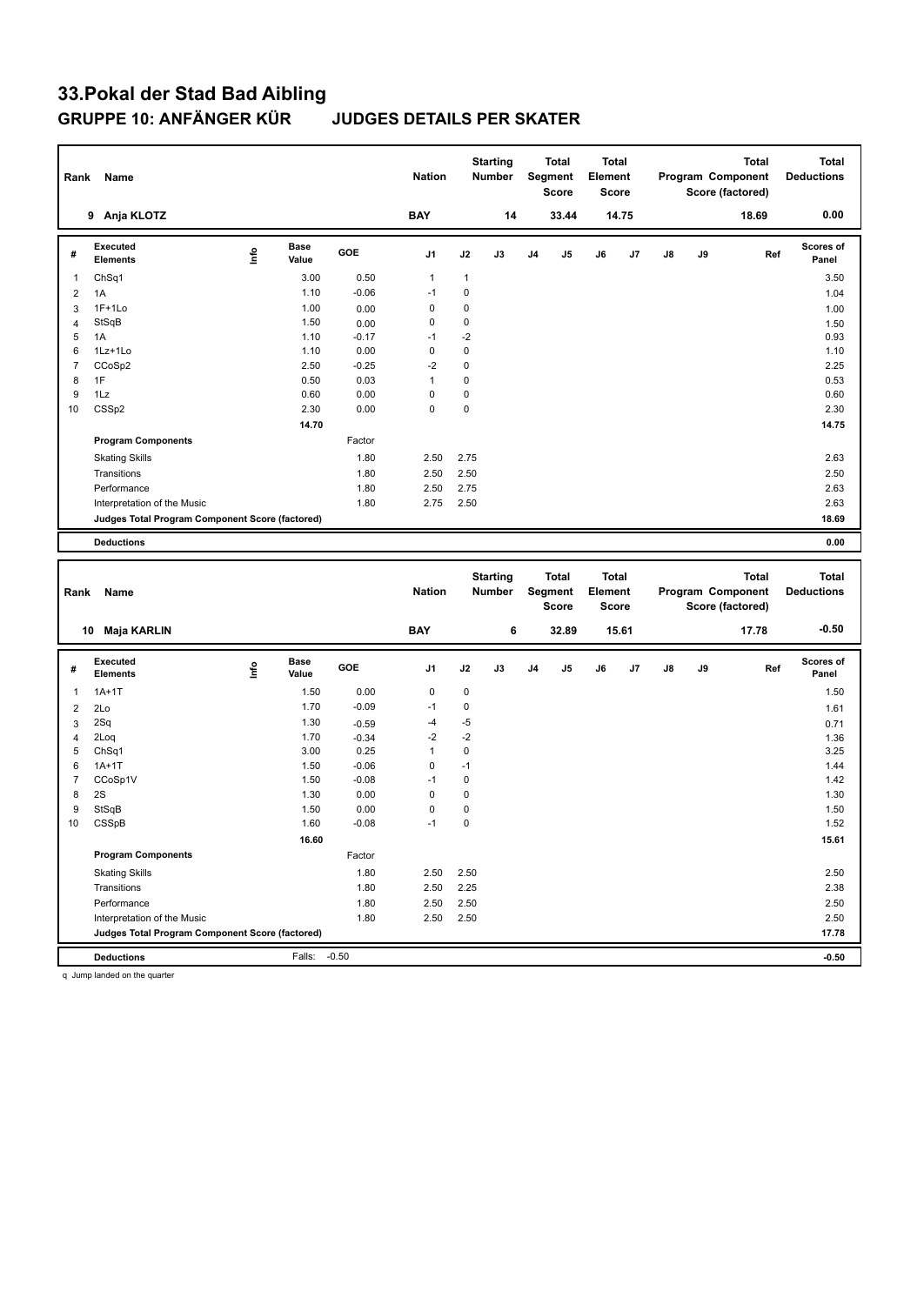# 33.Pokal der Stad Bad Aibling

## GRUPPE 10: ANFÄNGER KÜR JUDGES DETAILS PER SKATER

| Rank | Name | Nation | Starting Number | Total Segment Score | Total Element Score | Total Program Component Score (factored) | Total Deductions |
|---|---|---|---|---|---|---|---|
| 9 | Anja KLOTZ | BAY | 14 | 33.44 | 14.75 | 18.69 | 0.00 |

| # | Executed Elements | Info | Base Value | GOE | J1 | J2 | J3 | J4 | J5 | J6 | J7 | J8 | J9 | Ref | Scores of Panel |
|---|---|---|---|---|---|---|---|---|---|---|---|---|---|---|---|
| 1 | ChSq1 | | 3.00 | 0.50 | 1 | 1 | | | | | | | | | 3.50 |
| 2 | 1A | | 1.10 | -0.06 | -1 | 0 | | | | | | | | | 1.04 |
| 3 | 1F+1Lo | | 1.00 | 0.00 | 0 | 0 | | | | | | | | | 1.00 |
| 4 | StSqB | | 1.50 | 0.00 | 0 | 0 | | | | | | | | | 1.50 |
| 5 | 1A | | 1.10 | -0.17 | -1 | -2 | | | | | | | | | 0.93 |
| 6 | 1Lz+1Lo | | 1.10 | 0.00 | 0 | 0 | | | | | | | | | 1.10 |
| 7 | CCoSp2 | | 2.50 | -0.25 | -2 | 0 | | | | | | | | | 2.25 |
| 8 | 1F | | 0.50 | 0.03 | 1 | 0 | | | | | | | | | 0.53 |
| 9 | 1Lz | | 0.60 | 0.00 | 0 | 0 | | | | | | | | | 0.60 |
| 10 | CSSp2 | | 2.30 | 0.00 | 0 | 0 | | | | | | | | | 2.30 |
| | | | 14.70 | | | | | | | | | | | | 14.75 |
| | **Program Components** | | | Factor | | | | | | | | | | | |
| | Skating Skills | | | 1.80 | 2.50 | 2.75 | | | | | | | | | 2.63 |
| | Transitions | | | 1.80 | 2.50 | 2.50 | | | | | | | | | 2.50 |
| | Performance | | | 1.80 | 2.50 | 2.75 | | | | | | | | | 2.63 |
| | Interpretation of the Music | | | 1.80 | 2.75 | 2.50 | | | | | | | | | 2.63 |
| | **Judges Total Program Component Score (factored)** | | | | | | | | | | | | | | 18.69 |
| | **Deductions** | | | | | | | | | | | | | | 0.00 |

| Rank | Name | Nation | Starting Number | Total Segment Score | Total Element Score | Total Program Component Score (factored) | Total Deductions |
|---|---|---|---|---|---|---|---|
| 10 | Maja KARLIN | BAY | 6 | 32.89 | 15.61 | 17.78 | -0.50 |

| # | Executed Elements | Info | Base Value | GOE | J1 | J2 | J3 | J4 | J5 | J6 | J7 | J8 | J9 | Ref | Scores of Panel |
|---|---|---|---|---|---|---|---|---|---|---|---|---|---|---|---|
| 1 | 1A+1T | | 1.50 | 0.00 | 0 | 0 | | | | | | | | | 1.50 |
| 2 | 2Lo | | 1.70 | -0.09 | -1 | 0 | | | | | | | | | 1.61 |
| 3 | 2Sq | | 1.30 | -0.59 | -4 | -5 | | | | | | | | | 0.71 |
| 4 | 2Loq | | 1.70 | -0.34 | -2 | -2 | | | | | | | | | 1.36 |
| 5 | ChSq1 | | 3.00 | 0.25 | 1 | 0 | | | | | | | | | 3.25 |
| 6 | 1A+1T | | 1.50 | -0.06 | 0 | -1 | | | | | | | | | 1.44 |
| 7 | CCoSp1V | | 1.50 | -0.08 | -1 | 0 | | | | | | | | | 1.42 |
| 8 | 2S | | 1.30 | 0.00 | 0 | 0 | | | | | | | | | 1.30 |
| 9 | StSqB | | 1.50 | 0.00 | 0 | 0 | | | | | | | | | 1.50 |
| 10 | CSSpB | | 1.60 | -0.08 | -1 | 0 | | | | | | | | | 1.52 |
| | | | 16.60 | | | | | | | | | | | | 15.61 |
| | **Program Components** | | | Factor | | | | | | | | | | | |
| | Skating Skills | | | 1.80 | 2.50 | 2.50 | | | | | | | | | 2.50 |
| | Transitions | | | 1.80 | 2.50 | 2.25 | | | | | | | | | 2.38 |
| | Performance | | | 1.80 | 2.50 | 2.50 | | | | | | | | | 2.50 |
| | Interpretation of the Music | | | 1.80 | 2.50 | 2.50 | | | | | | | | | 2.50 |
| | **Judges Total Program Component Score (factored)** | | | | | | | | | | | | | | 17.78 |
| | **Deductions** | | Falls: | -0.50 | | | | | | | | | | | -0.50 |

q Jump landed on the quarter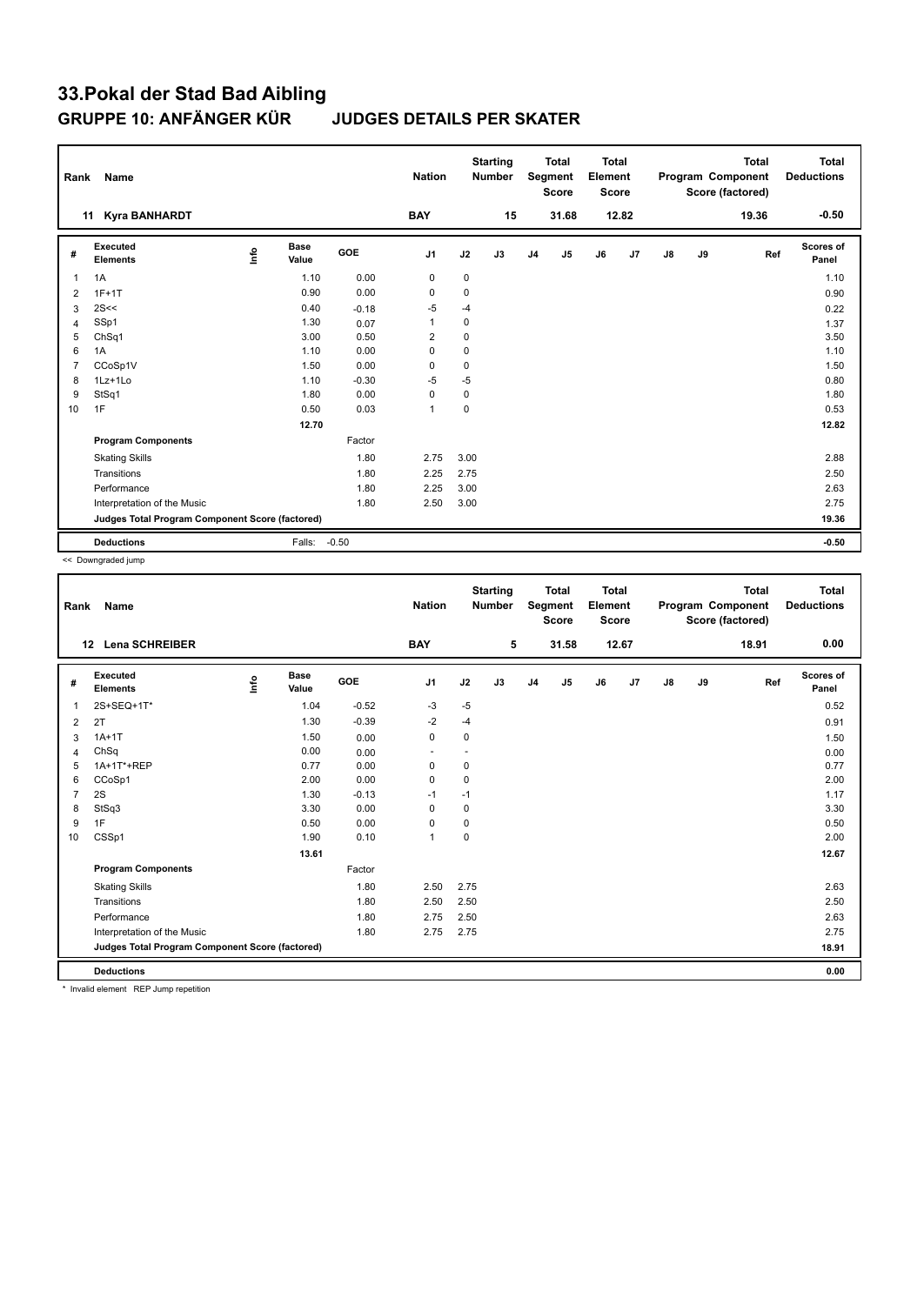# 33.Pokal der Stad Bad Aibling

## GRUPPE 10: ANFÄNGER KÜR JUDGES DETAILS PER SKATER

| Rank | Name | Nation | Starting Number | Total Segment Score | Total Element Score | Total Program Component Score (factored) | Total Deductions |
|---|---|---|---|---|---|---|---|
| 11 | Kyra BANHARDT | BAY | 15 | 31.68 | 12.82 | 19.36 | -0.50 |

| # | Executed Elements | Info | Base Value | GOE | J1 | J2 | J3 | J4 | J5 | J6 | J7 | J8 | J9 | Ref | Scores of Panel |
|---|---|---|---|---|---|---|---|---|---|---|---|---|---|---|---|
| 1 | 1A | | 1.10 | 0.00 | 0 | 0 | | | | | | | | | 1.10 |
| 2 | 1F+1T | | 0.90 | 0.00 | 0 | 0 | | | | | | | | | 0.90 |
| 3 | 2S<< | | 0.40 | -0.18 | -5 | -4 | | | | | | | | | 0.22 |
| 4 | SSp1 | | 1.30 | 0.07 | 1 | 0 | | | | | | | | | 1.37 |
| 5 | ChSq1 | | 3.00 | 0.50 | 2 | 0 | | | | | | | | | 3.50 |
| 6 | 1A | | 1.10 | 0.00 | 0 | 0 | | | | | | | | | 1.10 |
| 7 | CCoSp1V | | 1.50 | 0.00 | 0 | 0 | | | | | | | | | 1.50 |
| 8 | 1Lz+1Lo | | 1.10 | -0.30 | -5 | -5 | | | | | | | | | 0.80 |
| 9 | StSq1 | | 1.80 | 0.00 | 0 | 0 | | | | | | | | | 1.80 |
| 10 | 1F | | 0.50 | 0.03 | 1 | 0 | | | | | | | | | 0.53 |
| | | | 12.70 | | | | | | | | | | | | 12.82 |
| | **Program Components** | | | Factor | | | | | | | | | | | |
| | Skating Skills | | | 1.80 | 2.75 | 3.00 | | | | | | | | | 2.88 |
| | Transitions | | | 1.80 | 2.25 | 2.75 | | | | | | | | | 2.50 |
| | Performance | | | 1.80 | 2.25 | 3.00 | | | | | | | | | 2.63 |
| | Interpretation of the Music | | | 1.80 | 2.50 | 3.00 | | | | | | | | | 2.75 |
| | **Judges Total Program Component Score (factored)** | | | | | | | | | | | | | | 19.36 |
| | **Deductions** | | Falls: | -0.50 | | | | | | | | | | | -0.50 |

<< Downgraded jump

| Rank | Name | Nation | Starting Number | Total Segment Score | Total Element Score | Total Program Component Score (factored) | Total Deductions |
|---|---|---|---|---|---|---|---|
| 12 | Lena SCHREIBER | BAY | 5 | 31.58 | 12.67 | 18.91 | 0.00 |

| # | Executed Elements | Info | Base Value | GOE | J1 | J2 | J3 | J4 | J5 | J6 | J7 | J8 | J9 | Ref | Scores of Panel |
|---|---|---|---|---|---|---|---|---|---|---|---|---|---|---|---|
| 1 | 2S+SEQ+1T* | | 1.04 | -0.52 | -3 | -5 | | | | | | | | | 0.52 |
| 2 | 2T | | 1.30 | -0.39 | -2 | -4 | | | | | | | | | 0.91 |
| 3 | 1A+1T | | 1.50 | 0.00 | 0 | 0 | | | | | | | | | 1.50 |
| 4 | ChSq | | 0.00 | 0.00 | - | - | | | | | | | | | 0.00 |
| 5 | 1A+1T*+REP | | 0.77 | 0.00 | 0 | 0 | | | | | | | | | 0.77 |
| 6 | CCoSp1 | | 2.00 | 0.00 | 0 | 0 | | | | | | | | | 2.00 |
| 7 | 2S | | 1.30 | -0.13 | -1 | -1 | | | | | | | | | 1.17 |
| 8 | StSq3 | | 3.30 | 0.00 | 0 | 0 | | | | | | | | | 3.30 |
| 9 | 1F | | 0.50 | 0.00 | 0 | 0 | | | | | | | | | 0.50 |
| 10 | CSSp1 | | 1.90 | 0.10 | 1 | 0 | | | | | | | | | 2.00 |
| | | | 13.61 | | | | | | | | | | | | 12.67 |
| | **Program Components** | | | Factor | | | | | | | | | | | |
| | Skating Skills | | | 1.80 | 2.50 | 2.75 | | | | | | | | | 2.63 |
| | Transitions | | | 1.80 | 2.50 | 2.50 | | | | | | | | | 2.50 |
| | Performance | | | 1.80 | 2.75 | 2.50 | | | | | | | | | 2.63 |
| | Interpretation of the Music | | | 1.80 | 2.75 | 2.75 | | | | | | | | | 2.75 |
| | **Judges Total Program Component Score (factored)** | | | | | | | | | | | | | | 18.91 |
| | **Deductions** | | | | | | | | | | | | | | 0.00 |

* Invalid element REP Jump repetition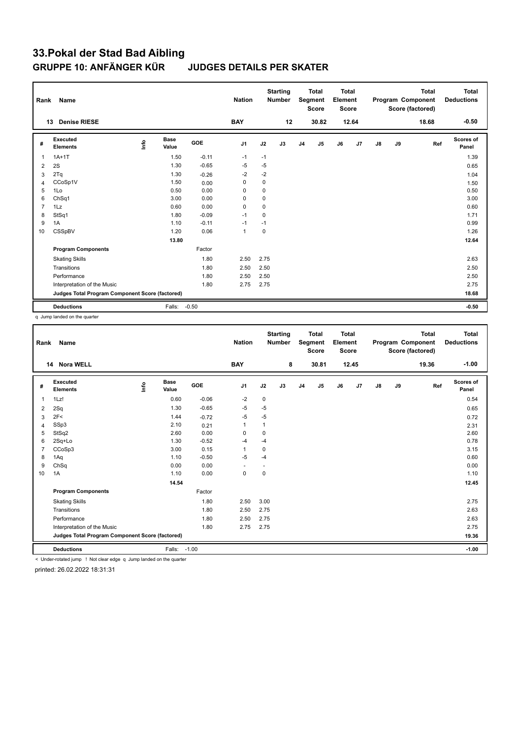# 33.Pokal der Stad Bad Aibling

## GRUPPE 10: ANFÄNGER KÜR JUDGES DETAILS PER SKATER

| Rank | Name | Nation | Starting Number | Total Segment Score | Total Element Score | Total Program Component Score (factored) | Total Deductions |
|---|---|---|---|---|---|---|---|
| 13 | Denise RIESE | BAY | 12 | 30.82 | 12.64 | 18.68 | -0.50 |

| # | Executed Elements | Info | Base Value | GOE | J1 | J2 | J3 | J4 | J5 | J6 | J7 | J8 | J9 | Ref | Scores of Panel |
|---|---|---|---|---|---|---|---|---|---|---|---|---|---|---|---|
| 1 | 1A+1T | | 1.50 | -0.11 | -1 | -1 | | | | | | | | | 1.39 |
| 2 | 2S | | 1.30 | -0.65 | -5 | -5 | | | | | | | | | 0.65 |
| 3 | 2Tq | | 1.30 | -0.26 | -2 | -2 | | | | | | | | | 1.04 |
| 4 | CCoSp1V | | 1.50 | 0.00 | 0 | 0 | | | | | | | | | 1.50 |
| 5 | 1Lo | | 0.50 | 0.00 | 0 | 0 | | | | | | | | | 0.50 |
| 6 | ChSq1 | | 3.00 | 0.00 | 0 | 0 | | | | | | | | | 3.00 |
| 7 | 1Lz | | 0.60 | 0.00 | 0 | 0 | | | | | | | | | 0.60 |
| 8 | StSq1 | | 1.80 | -0.09 | -1 | 0 | | | | | | | | | 1.71 |
| 9 | 1A | | 1.10 | -0.11 | -1 | -1 | | | | | | | | | 0.99 |
| 10 | CSSpBV | | 1.20 | 0.06 | 1 | 0 | | | | | | | | | 1.26 |
| | | | 13.80 | | | | | | | | | | | | 12.64 |
| | **Program Components** | | | Factor | | | | | | | | | | | |
| | Skating Skills | | | 1.80 | 2.50 | 2.75 | | | | | | | | | 2.63 |
| | Transitions | | | 1.80 | 2.50 | 2.50 | | | | | | | | | 2.50 |
| | Performance | | | 1.80 | 2.50 | 2.50 | | | | | | | | | 2.50 |
| | Interpretation of the Music | | | 1.80 | 2.75 | 2.75 | | | | | | | | | 2.75 |
| | **Judges Total Program Component Score (factored)** | | | | | | | | | | | | | | 18.68 |
| | **Deductions** | | Falls: | -0.50 | | | | | | | | | | | -0.50 |

q Jump landed on the quarter

| Rank | Name | Nation | Starting Number | Total Segment Score | Total Element Score | Total Program Component Score (factored) | Total Deductions |
|---|---|---|---|---|---|---|---|
| 14 | Nora WELL | BAY | 8 | 30.81 | 12.45 | 19.36 | -1.00 |

| # | Executed Elements | Info | Base Value | GOE | J1 | J2 | J3 | J4 | J5 | J6 | J7 | J8 | J9 | Ref | Scores of Panel |
|---|---|---|---|---|---|---|---|---|---|---|---|---|---|---|---|
| 1 | 1Lz! | | 0.60 | -0.06 | -2 | 0 | | | | | | | | | 0.54 |
| 2 | 2Sq | | 1.30 | -0.65 | -5 | -5 | | | | | | | | | 0.65 |
| 3 | 2F< | | 1.44 | -0.72 | -5 | -5 | | | | | | | | | 0.72 |
| 4 | SSp3 | | 2.10 | 0.21 | 1 | 1 | | | | | | | | | 2.31 |
| 5 | StSq2 | | 2.60 | 0.00 | 0 | 0 | | | | | | | | | 2.60 |
| 6 | 2Sq+Lo | | 1.30 | -0.52 | -4 | -4 | | | | | | | | | 0.78 |
| 7 | CCoSp3 | | 3.00 | 0.15 | 1 | 0 | | | | | | | | | 3.15 |
| 8 | 1Aq | | 1.10 | -0.50 | -5 | -4 | | | | | | | | | 0.60 |
| 9 | ChSq | | 0.00 | 0.00 | - | - | | | | | | | | | 0.00 |
| 10 | 1A | | 1.10 | 0.00 | 0 | 0 | | | | | | | | | 1.10 |
| | | | 14.54 | | | | | | | | | | | | 12.45 |
| | **Program Components** | | | Factor | | | | | | | | | | | |
| | Skating Skills | | | 1.80 | 2.50 | 3.00 | | | | | | | | | 2.75 |
| | Transitions | | | 1.80 | 2.50 | 2.75 | | | | | | | | | 2.63 |
| | Performance | | | 1.80 | 2.50 | 2.75 | | | | | | | | | 2.63 |
| | Interpretation of the Music | | | 1.80 | 2.75 | 2.75 | | | | | | | | | 2.75 |
| | **Judges Total Program Component Score (factored)** | | | | | | | | | | | | | | 19.36 |
| | **Deductions** | | Falls: | -1.00 | | | | | | | | | | | -1.00 |

< Under-rotated jump ! Not clear edge q Jump landed on the quarter

printed: 26.02.2022 18:31:31